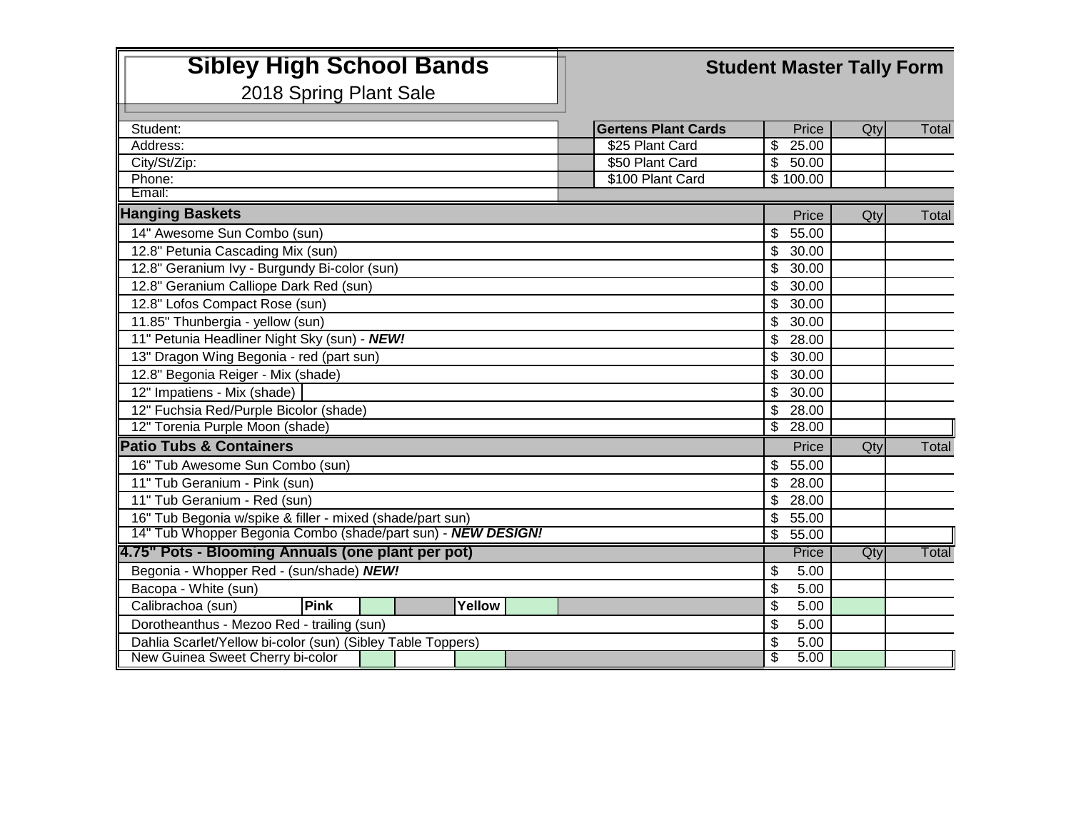# Sibley High School Bands

2018 Spring Plant Sale

## Student Master Tally Form

| | |
|---|---|
| Student: | |
| Address: | |
| City/St/Zip: | |
| Phone: | |
| Email: | |

| Gertens Plant Cards | Price | Qty | Total |
|---|---|---|---|
| $25 Plant Card | $ 25.00 | | |
| $50 Plant Card | $ 50.00 | | |
| $100 Plant Card | $ 100.00 | | |

| Hanging Baskets | Price | Qty | Total |
|---|---|---|---|
| 14" Awesome Sun Combo (sun) | $ 55.00 | | |
| 12.8" Petunia Cascading Mix (sun) | $ 30.00 | | |
| 12.8" Geranium Ivy - Burgundy Bi-color (sun) | $ 30.00 | | |
| 12.8" Geranium Calliope Dark Red (sun) | $ 30.00 | | |
| 12.8" Lofos Compact Rose (sun) | $ 30.00 | | |
| 11.85" Thunbergia - yellow (sun) | $ 30.00 | | |
| 11" Petunia Headliner Night Sky (sun) - ***NEW!*** | $ 28.00 | | |
| 13" Dragon Wing Begonia - red (part sun) | $ 30.00 | | |
| 12.8" Begonia Reiger - Mix (shade) | $ 30.00 | | |
| 12" Impatiens - Mix (shade) | $ 30.00 | | |
| 12" Fuchsia Red/Purple Bicolor (shade) | $ 28.00 | | |
| 12" Torenia Purple Moon (shade) | $ 28.00 | | |

| Patio Tubs & Containers | Price | Qty | Total |
|---|---|---|---|
| 16" Tub Awesome Sun Combo (sun) | $ 55.00 | | |
| 11" Tub Geranium - Pink (sun) | $ 28.00 | | |
| 11" Tub Geranium - Red (sun) | $ 28.00 | | |
| 16" Tub Begonia w/spike & filler - mixed (shade/part sun) | $ 55.00 | | |
| 14" Tub Whopper Begonia Combo (shade/part sun) - ***NEW DESIGN!*** | $ 55.00 | | |

| 4.75" Pots - Blooming Annuals (one plant per pot) | | | | | Price | Qty | Total |
|---|---|---|---|---|---|---|---|
| Begonia - Whopper Red - (sun/shade) ***NEW!*** | | | | | $ 5.00 | | |
| Bacopa - White (sun) | | | | | $ 5.00 | | |
| Calibrachoa (sun) | **Pink** | | **Yellow** | | $ 5.00 | | |
| Dorotheanthus - Mezoo Red - trailing (sun) | | | | | $ 5.00 | | |
| Dahlia Scarlet/Yellow bi-color (sun) (Sibley Table Toppers) | | | | | $ 5.00 | | |
| New Guinea Sweet Cherry bi-color | | | | | $ 5.00 | | |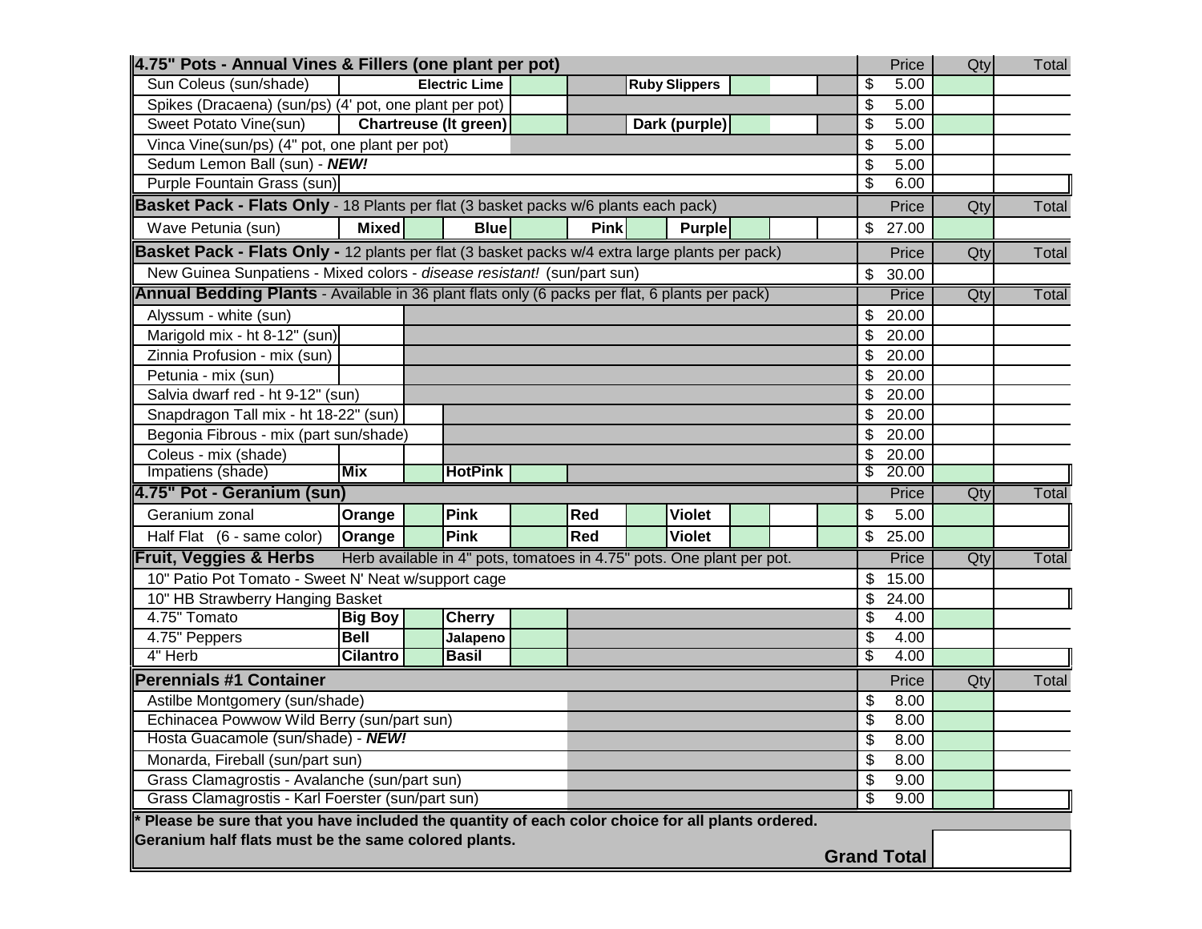| 4.75" Pots - Annual Vines & Fillers (one plant per pot) | | | | | | | | | | Price | Qty | Total |
|---|---|---|---|---|---|---|---|---|---|---|---|---|
| Sun Coleus (sun/shade) | Electric Lime | | | Ruby Slippers | | | | | | $ 5.00 | | |
| Spikes (Dracaena) (sun/ps) (4' pot, one plant per pot) | | | | | | | | | | $ 5.00 | | |
| Sweet Potato Vine(sun) | Chartreuse (lt green) | | | Dark (purple) | | | | | | $ 5.00 | | |
| Vinca Vine(sun/ps) (4" pot, one plant per pot) | | | | | | | | | | $ 5.00 | | |
| Sedum Lemon Ball (sun) - ***NEW!*** | | | | | | | | | | $ 5.00 | | |
| Purple Fountain Grass (sun) | | | | | | | | | | $ 6.00 | | |
| **Basket Pack - Flats Only** - 18 Plants per flat (3 basket packs w/6 plants each pack) | | | | | | | | | | Price | Qty | Total |
| Wave Petunia (sun) | Mixed | | Blue | | Pink | | Purple | | | $ 27.00 | | |
| **Basket Pack - Flats Only -** 12 plants per flat (3 basket packs w/4 extra large plants per pack) | | | | | | | | | | Price | Qty | Total |
| New Guinea Sunpatiens - Mixed colors - *disease resistant!* (sun/part sun) | | | | | | | | | | $ 30.00 | | |
| **Annual Bedding Plants** - Available in 36 plant flats only (6 packs per flat, 6 plants per pack) | | | | | | | | | | Price | Qty | Total |
| Alyssum - white (sun) | | | | | | | | | | $ 20.00 | | |
| Marigold mix - ht 8-12" (sun) | | | | | | | | | | $ 20.00 | | |
| Zinnia Profusion - mix (sun) | | | | | | | | | | $ 20.00 | | |
| Petunia - mix (sun) | | | | | | | | | | $ 20.00 | | |
| Salvia dwarf red - ht 9-12" (sun) | | | | | | | | | | $ 20.00 | | |
| Snapdragon Tall mix - ht 18-22" (sun) | | | | | | | | | | $ 20.00 | | |
| Begonia Fibrous - mix (part sun/shade) | | | | | | | | | | $ 20.00 | | |
| Coleus - mix (shade) | | | | | | | | | | $ 20.00 | | |
| Impatiens (shade) | Mix | | HotPink | | | | | | | $ 20.00 | | |
| **4.75" Pot - Geranium (sun)** | | | | | | | | | | Price | Qty | Total |
| Geranium zonal | Orange | | Pink | | Red | | Violet | | | $ 5.00 | | |
| Half Flat (6 - same color) | Orange | | Pink | | Red | | Violet | | | $ 25.00 | | |
| **Fruit, Veggies & Herbs** Herb available in 4" pots, tomatoes in 4.75" pots. One plant per pot. | | | | | | | | | | Price | Qty | Total |
| 10" Patio Pot Tomato - Sweet N' Neat w/support cage | | | | | | | | | | $ 15.00 | | |
| 10" HB Strawberry Hanging Basket | | | | | | | | | | $ 24.00 | | |
| 4.75" Tomato | Big Boy | | Cherry | | | | | | | $ 4.00 | | |
| 4.75" Peppers | Bell | | Jalapeno | | | | | | | $ 4.00 | | |
| 4" Herb | Cilantro | | Basil | | | | | | | $ 4.00 | | |
| **Perennials #1 Container** | | | | | | | | | | Price | Qty | Total |
| Astilbe Montgomery (sun/shade) | | | | | | | | | | $ 8.00 | | |
| Echinacea Powwow Wild Berry (sun/part sun) | | | | | | | | | | $ 8.00 | | |
| Hosta Guacamole (sun/shade) - ***NEW!*** | | | | | | | | | | $ 8.00 | | |
| Monarda, Fireball (sun/part sun) | | | | | | | | | | $ 8.00 | | |
| Grass Clamagrostis - Avalanche (sun/part sun) | | | | | | | | | | $ 9.00 | | |
| Grass Clamagrostis - Karl Foerster (sun/part sun) | | | | | | | | | | $ 9.00 | | |

**\* Please be sure that you have included the quantity of each color choice for all plants ordered.**
**Geranium half flats must be the same colored plants.**

**Grand Total**